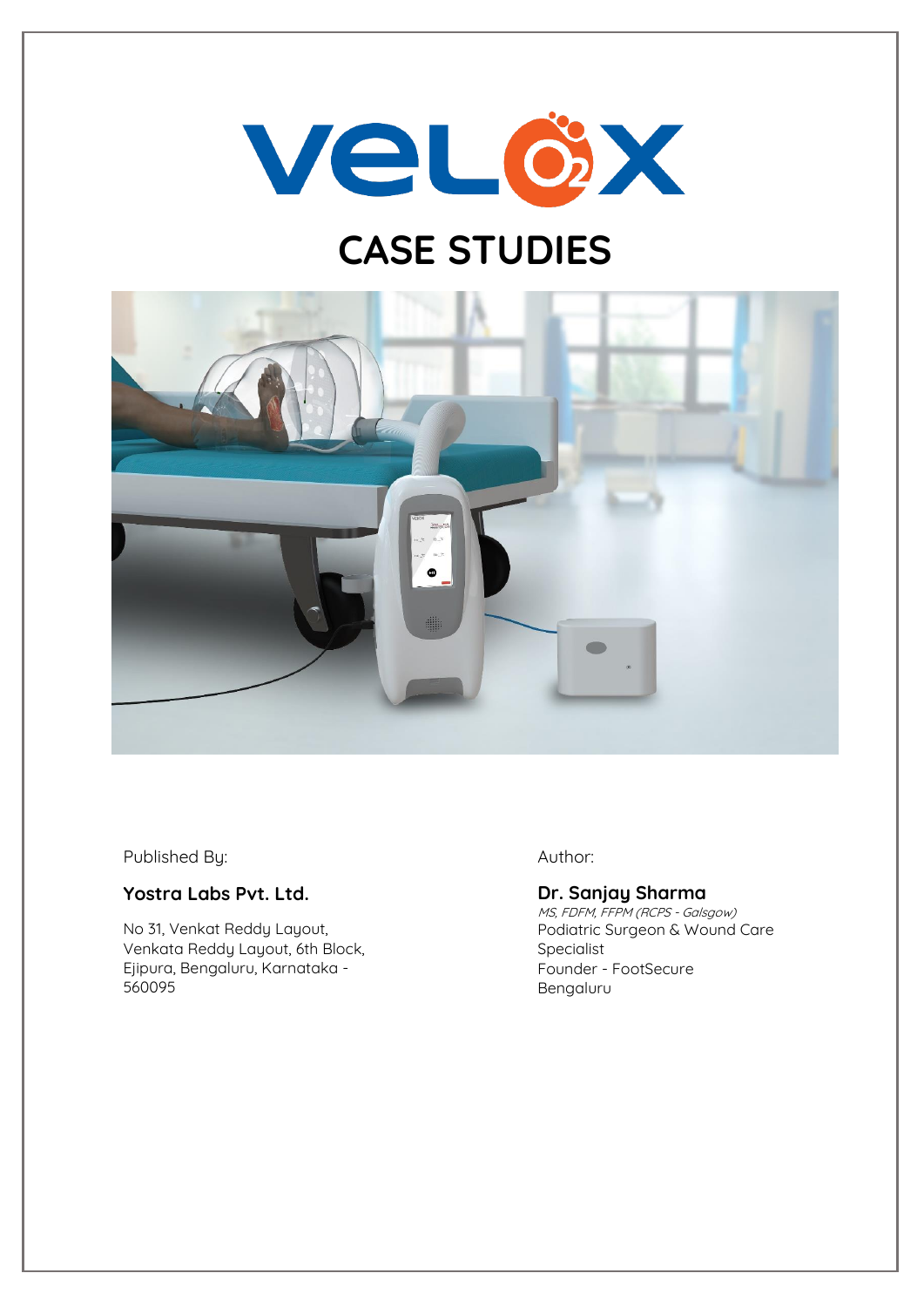# VELOX

# CASE STUDIES

Published By:

**Yostra Labs Pvt. Ltd.**

No 31, Venkat Reddy Layout,
Venkata Reddy Layout, 6th Block,
Ejipura, Bengaluru, Karnataka - 560095

Author:

**Dr. Sanjay Sharma**
*MS, FDFM, FFPM (RCPS - Galsgow)*
Podiatric Surgeon & Wound Care Specialist
Founder - FootSecure
Bengaluru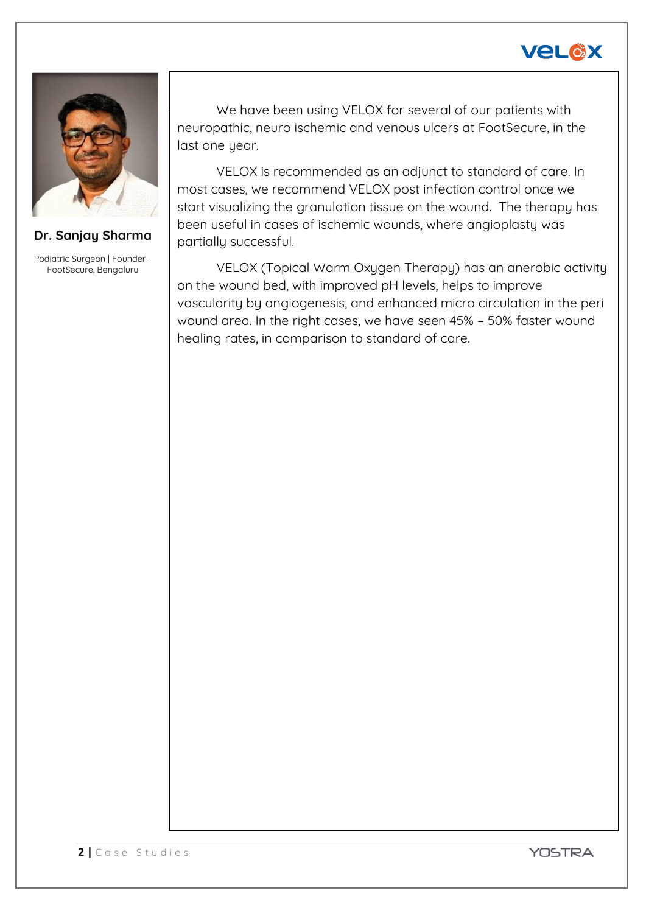**Dr. Sanjay Sharma**

Podiatric Surgeon | Founder - FootSecure, Bengaluru

We have been using VELOX for several of our patients with neuropathic, neuro ischemic and venous ulcers at FootSecure, in the last one year.

VELOX is recommended as an adjunct to standard of care. In most cases, we recommend VELOX post infection control once we start visualizing the granulation tissue on the wound. The therapy has been useful in cases of ischemic wounds, where angioplasty was partially successful.

VELOX (Topical Warm Oxygen Therapy) has an anerobic activity on the wound bed, with improved pH levels, helps to improve vascularity by angiogenesis, and enhanced micro circulation in the peri wound area. In the right cases, we have seen 45% – 50% faster wound healing rates, in comparison to standard of care.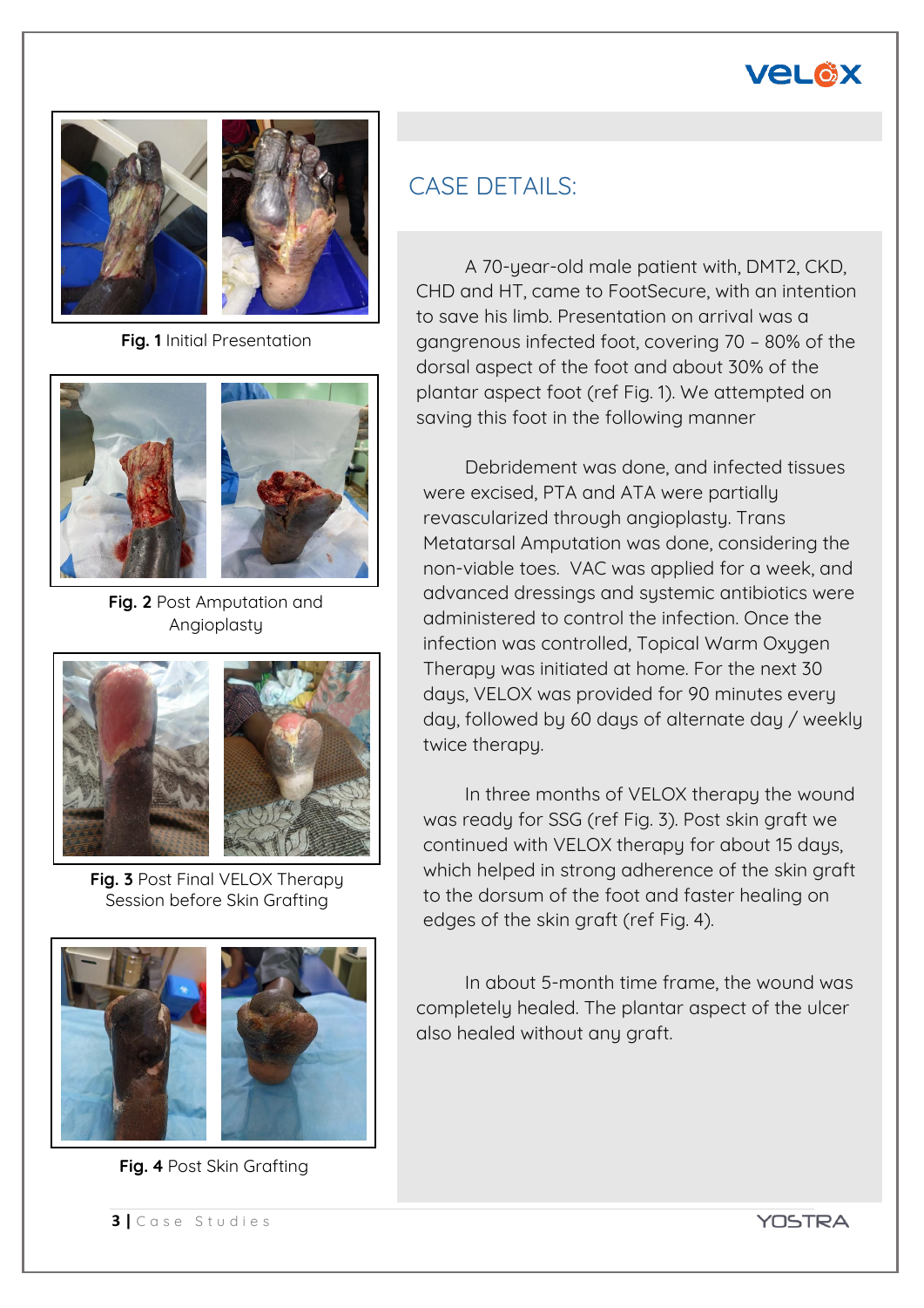Fig. 1 Initial Presentation

Fig. 2 Post Amputation and Angioplasty

Fig. 3 Post Final VELOX Therapy Session before Skin Grafting

Fig. 4 Post Skin Grafting

## CASE DETAILS:

A 70-year-old male patient with, DMT2, CKD, CHD and HT, came to FootSecure, with an intention to save his limb. Presentation on arrival was a gangrenous infected foot, covering 70 – 80% of the dorsal aspect of the foot and about 30% of the plantar aspect foot (ref Fig. 1). We attempted on saving this foot in the following manner

Debridement was done, and infected tissues were excised, PTA and ATA were partially revascularized through angioplasty. Trans Metatarsal Amputation was done, considering the non-viable toes. VAC was applied for a week, and advanced dressings and systemic antibiotics were administered to control the infection. Once the infection was controlled, Topical Warm Oxygen Therapy was initiated at home. For the next 30 days, VELOX was provided for 90 minutes every day, followed by 60 days of alternate day / weekly twice therapy.

In three months of VELOX therapy the wound was ready for SSG (ref Fig. 3). Post skin graft we continued with VELOX therapy for about 15 days, which helped in strong adherence of the skin graft to the dorsum of the foot and faster healing on edges of the skin graft (ref Fig. 4).

In about 5-month time frame, the wound was completely healed. The plantar aspect of the ulcer also healed without any graft.